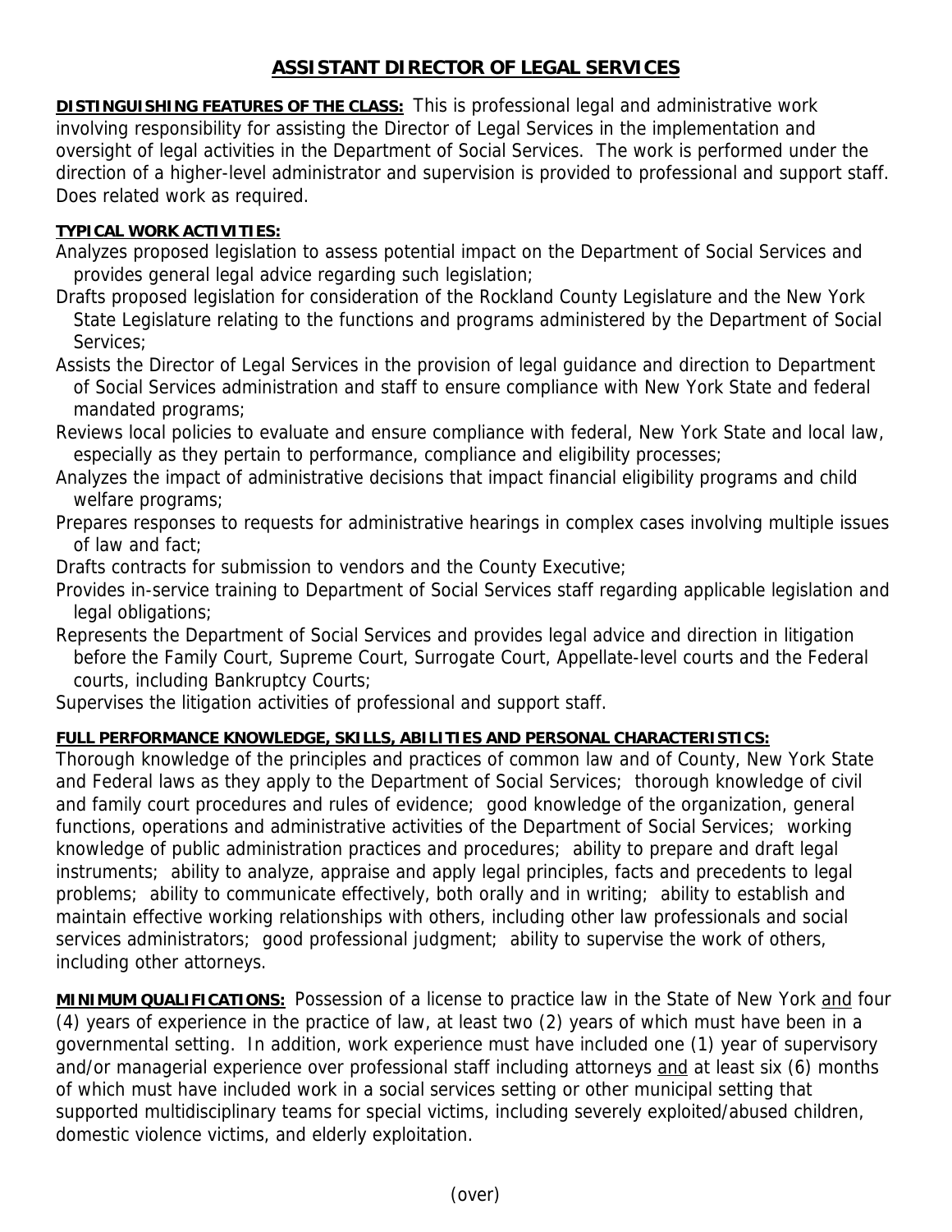# ASSISTANT DIRECTOR OF LEGAL SERVICES

**DISTINGUISHING FEATURES OF THE CLASS:** This is professional legal and administrative work involving responsibility for assisting the Director of Legal Services in the implementation and oversight of legal activities in the Department of Social Services. The work is performed under the direction of a higher-level administrator and supervision is provided to professional and support staff. Does related work as required.

**TYPICAL WORK ACTIVITIES:**

Analyzes proposed legislation to assess potential impact on the Department of Social Services and provides general legal advice regarding such legislation;

Drafts proposed legislation for consideration of the Rockland County Legislature and the New York State Legislature relating to the functions and programs administered by the Department of Social Services;

Assists the Director of Legal Services in the provision of legal guidance and direction to Department of Social Services administration and staff to ensure compliance with New York State and federal mandated programs;

Reviews local policies to evaluate and ensure compliance with federal, New York State and local law, especially as they pertain to performance, compliance and eligibility processes;

Analyzes the impact of administrative decisions that impact financial eligibility programs and child welfare programs;

Prepares responses to requests for administrative hearings in complex cases involving multiple issues of law and fact;

Drafts contracts for submission to vendors and the County Executive;

Provides in-service training to Department of Social Services staff regarding applicable legislation and legal obligations;

Represents the Department of Social Services and provides legal advice and direction in litigation before the Family Court, Supreme Court, Surrogate Court, Appellate-level courts and the Federal courts, including Bankruptcy Courts;

Supervises the litigation activities of professional and support staff.

**FULL PERFORMANCE KNOWLEDGE, SKILLS, ABILITIES AND PERSONAL CHARACTERISTICS:**
Thorough knowledge of the principles and practices of common law and of County, New York State and Federal laws as they apply to the Department of Social Services; thorough knowledge of civil and family court procedures and rules of evidence; good knowledge of the organization, general functions, operations and administrative activities of the Department of Social Services; working knowledge of public administration practices and procedures; ability to prepare and draft legal instruments; ability to analyze, appraise and apply legal principles, facts and precedents to legal problems; ability to communicate effectively, both orally and in writing; ability to establish and maintain effective working relationships with others, including other law professionals and social services administrators; good professional judgment; ability to supervise the work of others, including other attorneys.

**MINIMUM QUALIFICATIONS:** Possession of a license to practice law in the State of New York and four (4) years of experience in the practice of law, at least two (2) years of which must have been in a governmental setting. In addition, work experience must have included one (1) year of supervisory and/or managerial experience over professional staff including attorneys and at least six (6) months of which must have included work in a social services setting or other municipal setting that supported multidisciplinary teams for special victims, including severely exploited/abused children, domestic violence victims, and elderly exploitation.

(over)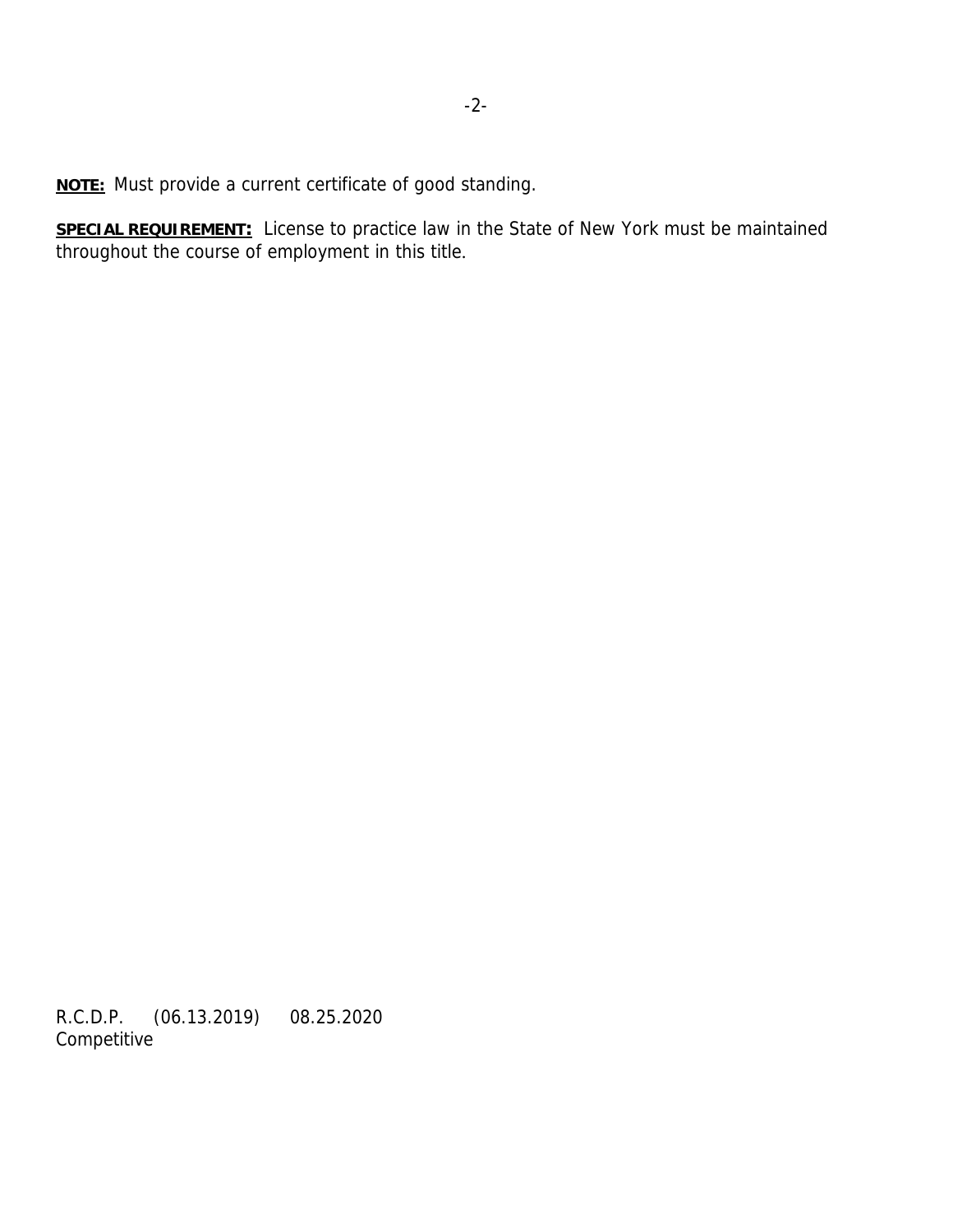**NOTE:** Must provide a current certificate of good standing.

**SPECIAL REQUIREMENT:** License to practice law in the State of New York must be maintained throughout the course of employment in this title.

R.C.D.P. (06.13.2019) 08.25.2020
Competitive